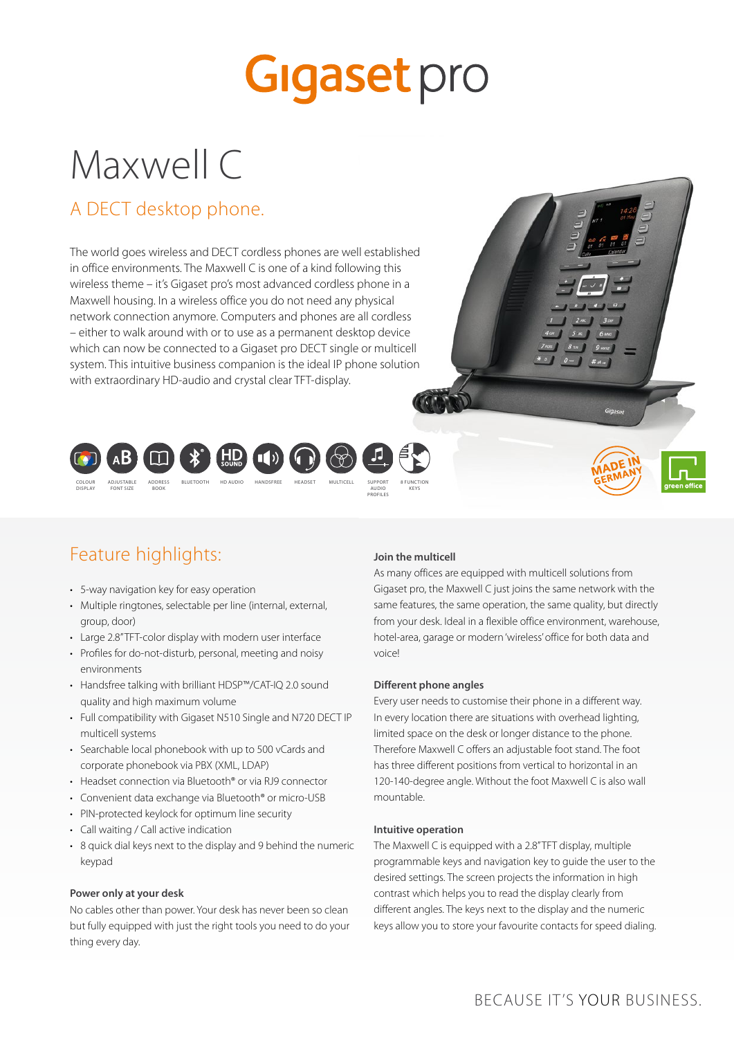# Gigaset pro

# Maxwell C

## A DECT desktop phone.

The world goes wireless and DECT cordless phones are well established in office environments. The Maxwell C is one of a kind following this wireless theme – it's Gigaset pro's most advanced cordless phone in a Maxwell housing. In a wireless office you do not need any physical network connection anymore. Computers and phones are all cordless – either to walk around with or to use as a permanent desktop device which can now be connected to a Gigaset pro DECT single or multicell system. This intuitive business companion is the ideal IP phone solution with extraordinary HD-audio and crystal clear TFT-display.

COLOUR DISPLAY · ADJUSTABLE FONT SIZE · ADDRESS BOOK · BLUETOOTH · HD AUDIO · HANDSFREE · HEADSET · MULTICELL · SUPPORT AUDIO PROFILES · 8 FUNCTION KEYS

MADE IN GERMANY · green office

## Feature highlights:

- 5-way navigation key for easy operation
- Multiple ringtones, selectable per line (internal, external, group, door)
- Large 2.8" TFT-color display with modern user interface
- Profiles for do-not-disturb, personal, meeting and noisy environments
- Handsfree talking with brilliant HDSP™/CAT-IQ 2.0 sound quality and high maximum volume
- Full compatibility with Gigaset N510 Single and N720 DECT IP multicell systems
- Searchable local phonebook with up to 500 vCards and corporate phonebook via PBX (XML, LDAP)
- Headset connection via Bluetooth® or via RJ9 connector
- Convenient data exchange via Bluetooth® or micro-USB
- PIN-protected keylock for optimum line security
- Call waiting / Call active indication
- 8 quick dial keys next to the display and 9 behind the numeric keypad

### Power only at your desk

No cables other than power. Your desk has never been so clean but fully equipped with just the right tools you need to do your thing every day.

### Join the multicell

As many offices are equipped with multicell solutions from Gigaset pro, the Maxwell C just joins the same network with the same features, the same operation, the same quality, but directly from your desk. Ideal in a flexible office environment, warehouse, hotel-area, garage or modern 'wireless' office for both data and voice!

### Different phone angles

Every user needs to customise their phone in a different way. In every location there are situations with overhead lighting, limited space on the desk or longer distance to the phone. Therefore Maxwell C offers an adjustable foot stand. The foot has three different positions from vertical to horizontal in an 120-140-degree angle. Without the foot Maxwell C is also wall mountable.

### Intuitive operation

The Maxwell C is equipped with a 2.8" TFT display, multiple programmable keys and navigation key to guide the user to the desired settings. The screen projects the information in high contrast which helps you to read the display clearly from different angles. The keys next to the display and the numeric keys allow you to store your favourite contacts for speed dialing.

BECAUSE IT'S YOUR BUSINESS.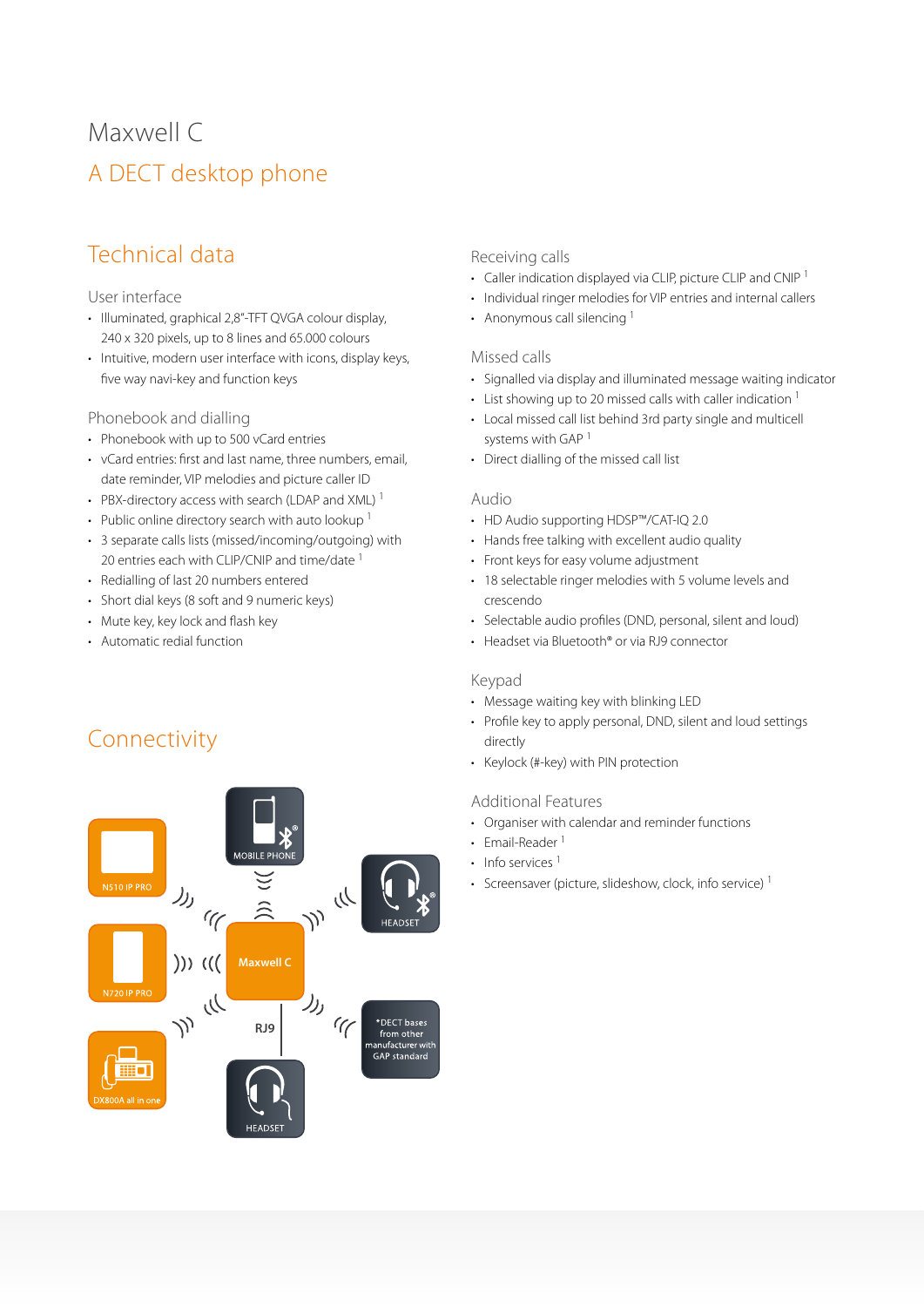# Maxwell C

## A DECT desktop phone

## Technical data

### User interface

- Illuminated, graphical 2,8"-TFT QVGA colour display, 240 x 320 pixels, up to 8 lines and 65.000 colours
- Intuitive, modern user interface with icons, display keys, five way navi-key and function keys

### Phonebook and dialling

- Phonebook with up to 500 vCard entries
- vCard entries: first and last name, three numbers, email, date reminder, VIP melodies and picture caller ID
- PBX-directory access with search (LDAP and XML) [1]
- Public online directory search with auto lookup [1]
- 3 separate calls lists (missed/incoming/outgoing) with 20 entries each with CLIP/CNIP and time/date [1]
- Redialling of last 20 numbers entered
- Short dial keys (8 soft and 9 numeric keys)
- Mute key, key lock and flash key
- Automatic redial function

### Receiving calls

- Caller indication displayed via CLIP, picture CLIP and CNIP [1]
- Individual ringer melodies for VIP entries and internal callers
- Anonymous call silencing [1]

### Missed calls

- Signalled via display and illuminated message waiting indicator
- List showing up to 20 missed calls with caller indication [1]
- Local missed call list behind 3rd party single and multicell systems with GAP [1]
- Direct dialling of the missed call list

### Audio

- HD Audio supporting HDSP™/CAT-iQ 2.0
- Hands free talking with excellent audio quality
- Front keys for easy volume adjustment
- 18 selectable ringer melodies with 5 volume levels and crescendo
- Selectable audio profiles (DND, personal, silent and loud)
- Headset via Bluetooth® or via RJ9 connector

### Keypad

- Message waiting key with blinking LED
- Profile key to apply personal, DND, silent and loud settings directly
- Keylock (#-key) with PIN protection

### Additional Features

- Organiser with calendar and reminder functions
- Email-Reader [1]
- Info services [1]
- Screensaver (picture, slideshow, clock, info service) [1]

## Connectivity

N510 IP PRO · N720 IP PRO · DX800A all in one · MOBILE PHONE · Maxwell C · RJ9 · HEADSET · HEADSET · *DECT bases from other manufacturer with GAP standard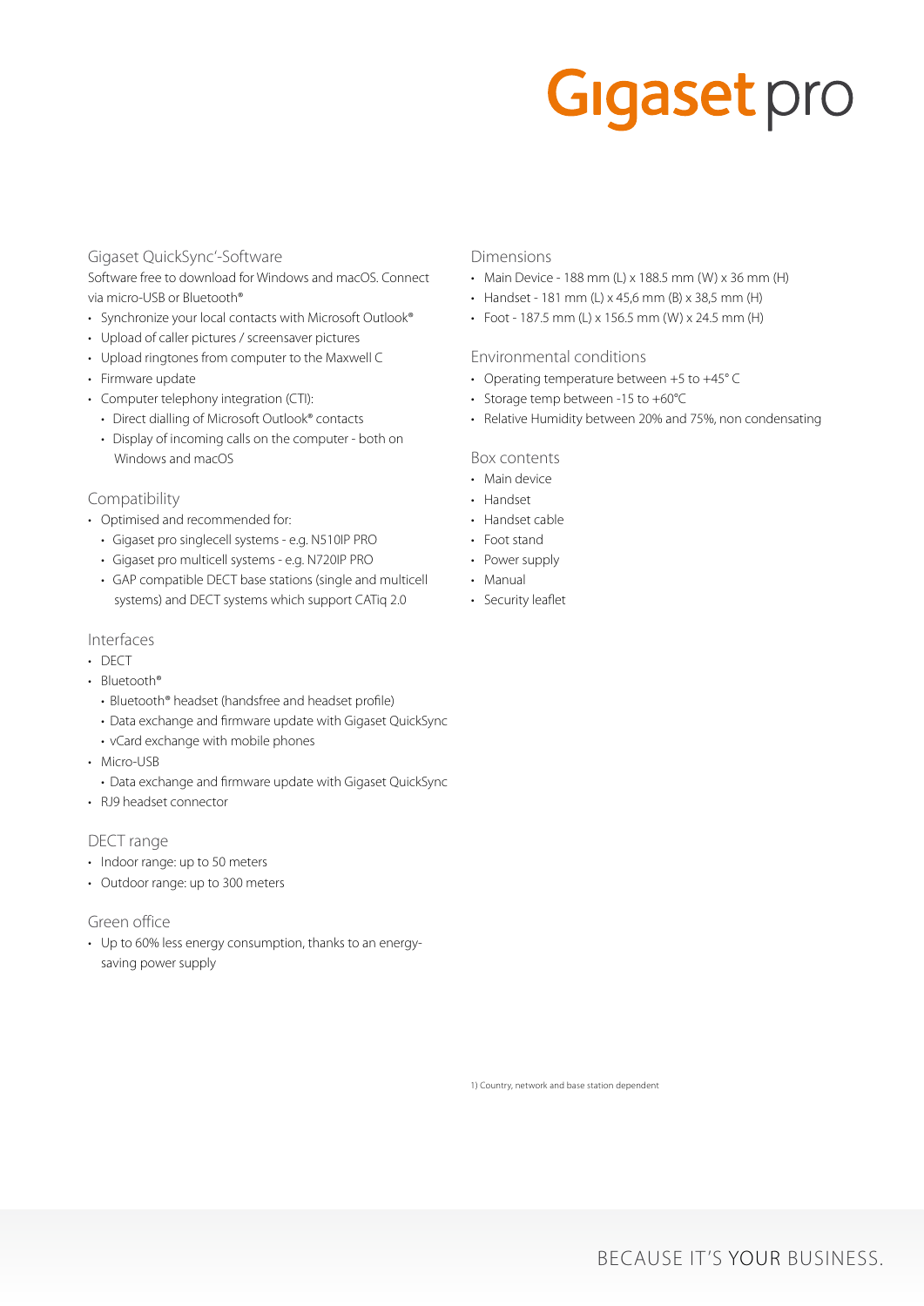### Gigaset QuickSync'-Software

Software free to download for Windows and macOS. Connect via micro-USB or Bluetooth®

- Synchronize your local contacts with Microsoft Outlook®
- Upload of caller pictures / screensaver pictures
- Upload ringtones from computer to the Maxwell C
- Firmware update
- Computer telephony integration (CTI):
  - Direct dialling of Microsoft Outlook® contacts
  - Display of incoming calls on the computer - both on Windows and macOS

### Compatibility

- Optimised and recommended for:
  - Gigaset pro singlecell systems - e.g. N510IP PRO
  - Gigaset pro multicell systems - e.g. N720IP PRO
  - GAP compatible DECT base stations (single and multicell systems) and DECT systems which support CATiq 2.0

### Interfaces

- DECT
- Bluetooth®
  - Bluetooth® headset (handsfree and headset profile)
  - Data exchange and firmware update with Gigaset QuickSync
  - vCard exchange with mobile phones
- Micro-USB
  - Data exchange and firmware update with Gigaset QuickSync
- RJ9 headset connector

### DECT range

- Indoor range: up to 50 meters
- Outdoor range: up to 300 meters

### Green office

- Up to 60% less energy consumption, thanks to an energy-saving power supply

### Dimensions

- Main Device - 188 mm (L) x 188.5 mm (W) x 36 mm (H)
- Handset - 181 mm (L) x 45,6 mm (B) x 38,5 mm (H)
- Foot - 187.5 mm (L) x 156.5 mm (W) x 24.5 mm (H)

### Environmental conditions

- Operating temperature between +5 to +45° C
- Storage temp between -15 to +60°C
- Relative Humidity between 20% and 75%, non condensating

### Box contents

- Main device
- Handset
- Handset cable
- Foot stand
- Power supply
- Manual
- Security leaflet

1) Country, network and base station dependent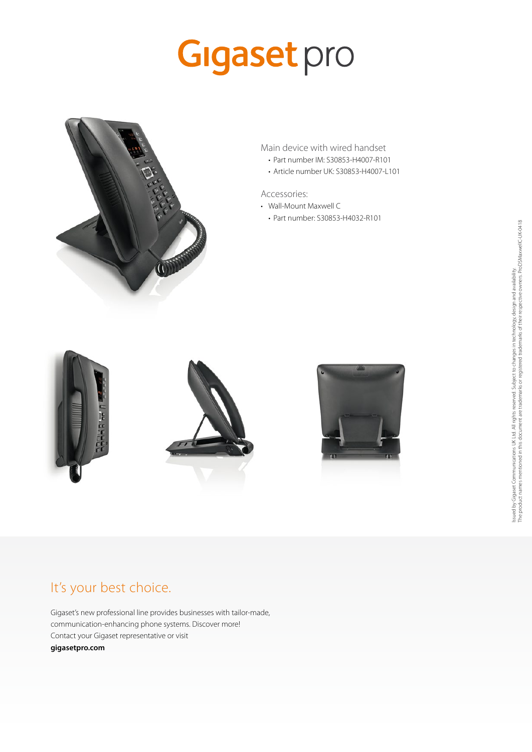# Gigaset pro

Main device with wired handset

- Part number IM: S30853-H4007-R101
- Article number UK: S30853-H4007-L101

Accessories:

- Wall-Mount Maxwell C
  - Part number: S30853-H4032-R101

Issued by Gigaset Communications UK Ltd. All rights reserved. Subject to changes in technology, design and availability.
The product names mentioned in this document are trademarks or registered trademarks of their respective owners. ProDSMaxwellC-UK-0418

## It's your best choice.

Gigaset's new professional line provides businesses with tailor-made, communication-enhancing phone systems. Discover more!
Contact your Gigaset representative or visit
**gigasetpro.com**